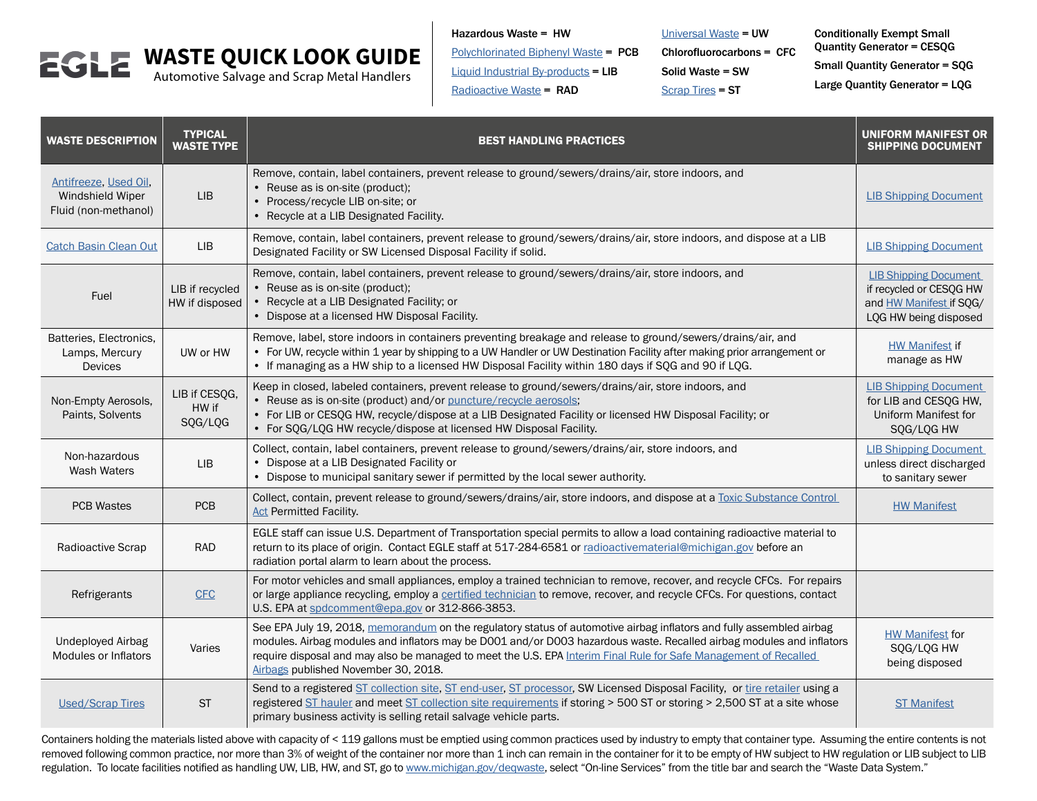# EGLE WASTE QUICK LOOK GUIDE

Automotive Salvage and Scrap Metal Handlers

**Hazardous Waste = HW**
Polychlorinated Biphenyl Waste = **PCB**
Liquid Industrial By-products = **LIB**
Radioactive Waste = **RAD**

Universal Waste = **UW**
**Chlorofluorocarbons = CFC**
**Solid Waste = SW**
Scrap Tires = **ST**

**Conditionally Exempt Small Quantity Generator = CESQG**
**Small Quantity Generator = SQG**
**Large Quantity Generator = LQG**

| WASTE DESCRIPTION | TYPICAL WASTE TYPE | BEST HANDLING PRACTICES | UNIFORM MANIFEST OR SHIPPING DOCUMENT |
|---|---|---|---|
| Antifreeze, Used Oil, Windshield Wiper Fluid (non-methanol) | LIB | Remove, contain, label containers, prevent release to ground/sewers/drains/air, store indoors, and<br>• Reuse as is on-site (product);<br>• Process/recycle LIB on-site; or<br>• Recycle at a LIB Designated Facility. | LIB Shipping Document |
| Catch Basin Clean Out | LIB | Remove, contain, label containers, prevent release to ground/sewers/drains/air, store indoors, and dispose at a LIB Designated Facility or SW Licensed Disposal Facility if solid. | LIB Shipping Document |
| Fuel | LIB if recycled HW if disposed | Remove, contain, label containers, prevent release to ground/sewers/drains/air, store indoors, and<br>• Reuse as is on-site (product);<br>• Recycle at a LIB Designated Facility; or<br>• Dispose at a licensed HW Disposal Facility. | LIB Shipping Document if recycled or CESQG HW and HW Manifest if SQG/LQG HW being disposed |
| Batteries, Electronics, Lamps, Mercury Devices | UW or HW | Remove, label, store indoors in containers preventing breakage and release to ground/sewers/drains/air, and<br>• For UW, recycle within 1 year by shipping to a UW Handler or UW Destination Facility after making prior arrangement or<br>• If managing as a HW ship to a licensed HW Disposal Facility within 180 days if SQG and 90 if LQG. | HW Manifest if manage as HW |
| Non-Empty Aerosols, Paints, Solvents | LIB if CESQG, HW if SQG/LQG | Keep in closed, labeled containers, prevent release to ground/sewers/drains/air, store indoors, and<br>• Reuse as is on-site (product) and/or puncture/recycle aerosols;<br>• For LIB or CESQG HW, recycle/dispose at a LIB Designated Facility or licensed HW Disposal Facility; or<br>• For SQG/LQG HW recycle/dispose at licensed HW Disposal Facility. | LIB Shipping Document for LIB and CESQG HW, Uniform Manifest for SQG/LQG HW |
| Non-hazardous Wash Waters | LIB | Collect, contain, label containers, prevent release to ground/sewers/drains/air, store indoors, and<br>• Dispose at a LIB Designated Facility or<br>• Dispose to municipal sanitary sewer if permitted by the local sewer authority. | LIB Shipping Document unless direct discharged to sanitary sewer |
| PCB Wastes | PCB | Collect, contain, prevent release to ground/sewers/drains/air, store indoors, and dispose at a Toxic Substance Control Act Permitted Facility. | HW Manifest |
| Radioactive Scrap | RAD | EGLE staff can issue U.S. Department of Transportation special permits to allow a load containing radioactive material to return to its place of origin. Contact EGLE staff at 517-284-6581 or radioactivematerial@michigan.gov before an radiation portal alarm to learn about the process. | |
| Refrigerants | CFC | For motor vehicles and small appliances, employ a trained technician to remove, recover, and recycle CFCs. For repairs or large appliance recycling, employ a certified technician to remove, recover, and recycle CFCs. For questions, contact U.S. EPA at spdcomment@epa.gov or 312-866-3853. | |
| Undeployed Airbag Modules or Inflators | Varies | See EPA July 19, 2018, memorandum on the regulatory status of automotive airbag inflators and fully assembled airbag modules. Airbag modules and inflators may be D001 and/or D003 hazardous waste. Recalled airbag modules and inflators require disposal and may also be managed to meet the U.S. EPA Interim Final Rule for Safe Management of Recalled Airbags published November 30, 2018. | HW Manifest for SQG/LQG HW being disposed |
| Used/Scrap Tires | ST | Send to a registered ST collection site, ST end-user, ST processor, SW Licensed Disposal Facility, or tire retailer using a registered ST hauler and meet ST collection site requirements if storing > 500 ST or storing > 2,500 ST at a site whose primary business activity is selling retail salvage vehicle parts. | ST Manifest |

Containers holding the materials listed above with capacity of < 119 gallons must be emptied using common practices used by industry to empty that container type. Assuming the entire contents is not removed following common practice, nor more than 3% of weight of the container nor more than 1 inch can remain in the container for it to be empty of HW subject to HW regulation or LIB subject to LIB regulation. To locate facilities notified as handling UW, LIB, HW, and ST, go to www.michigan.gov/deqwaste, select "On-line Services" from the title bar and search the "Waste Data System."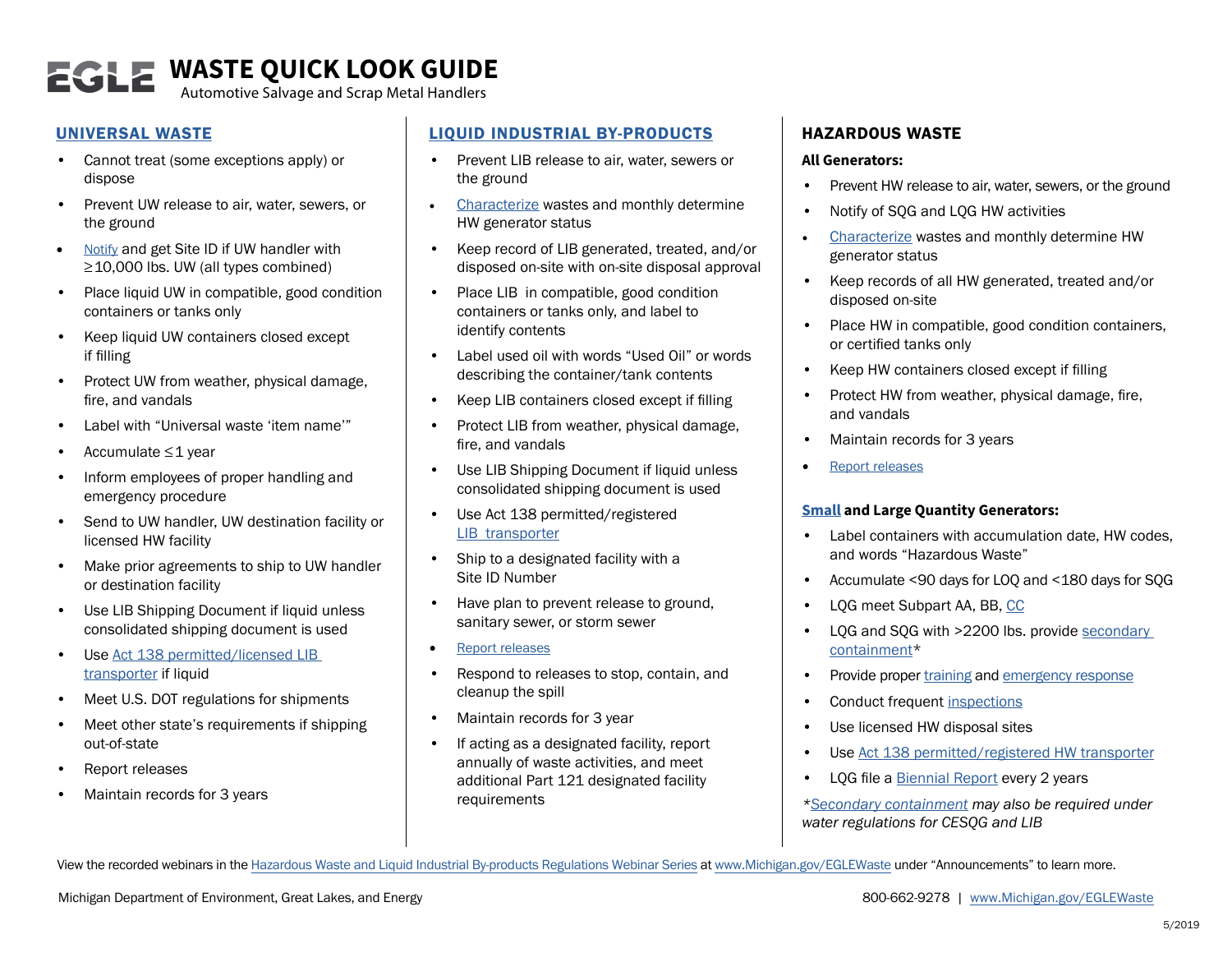# EGLE WASTE QUICK LOOK GUIDE

Automotive Salvage and Scrap Metal Handlers

## UNIVERSAL WASTE

- Cannot treat (some exceptions apply) or dispose
- Prevent UW release to air, water, sewers, or the ground
- Notify and get Site ID if UW handler with ≥10,000 lbs. UW (all types combined)
- Place liquid UW in compatible, good condition containers or tanks only
- Keep liquid UW containers closed except if filling
- Protect UW from weather, physical damage, fire, and vandals
- Label with "Universal waste 'item name'"
- Accumulate ≤1 year
- Inform employees of proper handling and emergency procedure
- Send to UW handler, UW destination facility or licensed HW facility
- Make prior agreements to ship to UW handler or destination facility
- Use LIB Shipping Document if liquid unless consolidated shipping document is used
- Use Act 138 permitted/licensed LIB transporter if liquid
- Meet U.S. DOT regulations for shipments
- Meet other state's requirements if shipping out-of-state
- Report releases
- Maintain records for 3 years

## LIQUID INDUSTRIAL BY-PRODUCTS

- Prevent LIB release to air, water, sewers or the ground
- Characterize wastes and monthly determine HW generator status
- Keep record of LIB generated, treated, and/or disposed on-site with on-site disposal approval
- Place LIB in compatible, good condition containers or tanks only, and label to identify contents
- Label used oil with words "Used Oil" or words describing the container/tank contents
- Keep LIB containers closed except if filling
- Protect LIB from weather, physical damage, fire, and vandals
- Use LIB Shipping Document if liquid unless consolidated shipping document is used
- Use Act 138 permitted/registered LIB transporter
- Ship to a designated facility with a Site ID Number
- Have plan to prevent release to ground, sanitary sewer, or storm sewer
- Report releases
- Respond to releases to stop, contain, and cleanup the spill
- Maintain records for 3 year
- If acting as a designated facility, report annually of waste activities, and meet additional Part 121 designated facility requirements

## HAZARDOUS WASTE

**All Generators:**

- Prevent HW release to air, water, sewers, or the ground
- Notify of SQG and LQG HW activities
- Characterize wastes and monthly determine HW generator status
- Keep records of all HW generated, treated and/or disposed on-site
- Place HW in compatible, good condition containers, or certified tanks only
- Keep HW containers closed except if filling
- Protect HW from weather, physical damage, fire, and vandals
- Maintain records for 3 years
- Report releases

**Small and Large Quantity Generators:**

- Label containers with accumulation date, HW codes, and words "Hazardous Waste"
- Accumulate <90 days for LQG and <180 days for SQG
- LQG meet Subpart AA, BB, CC
- LQG and SQG with >2200 lbs. provide secondary containment*
- Provide proper training and emergency response
- Conduct frequent inspections
- Use licensed HW disposal sites
- Use Act 138 permitted/registered HW transporter
- LQG file a Biennial Report every 2 years

*\*Secondary containment may also be required under water regulations for CESQG and LIB*

View the recorded webinars in the Hazardous Waste and Liquid Industrial By-products Regulations Webinar Series at www.Michigan.gov/EGLEWaste under "Announcements" to learn more.

Michigan Department of Environment, Great Lakes, and Energy

800-662-9278 | www.Michigan.gov/EGLEWaste

5/2019